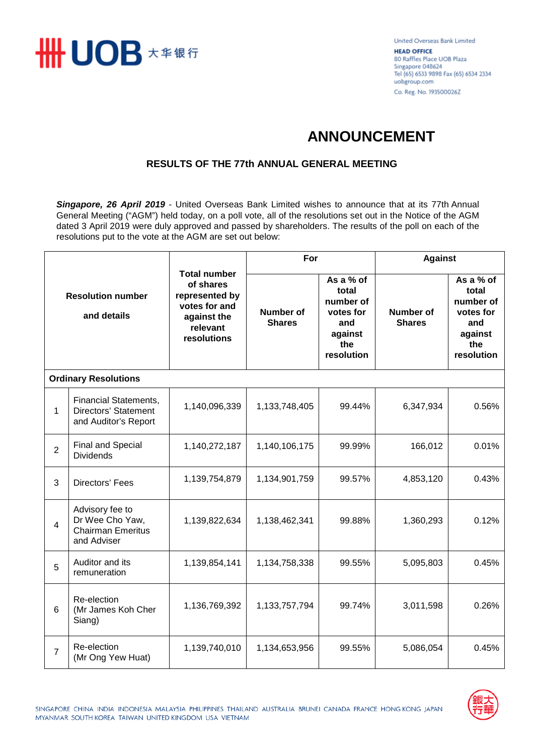United Overseas Bank Limited
**HEAD OFFICE**
80 Raffles Place UOB Plaza
Singapore 048624
Tel (65) 6533 9898 Fax (65) 6534 2334
uobgroup.com
Co. Reg. No. 193500026Z

# ANNOUNCEMENT

## RESULTS OF THE 77th ANNUAL GENERAL MEETING

***Singapore, 26 April 2019*** - United Overseas Bank Limited wishes to announce that at its 77th Annual General Meeting ("AGM") held today, on a poll vote, all of the resolutions set out in the Notice of the AGM dated 3 April 2019 were duly approved and passed by shareholders. The results of the poll on each of the resolutions put to the vote at the AGM are set out below:

| Resolution number and details | | Total number of shares represented by votes for and against the relevant resolutions | For | | Against | |
|---|---|---|---|---|---|---|
| | | | Number of Shares | As a % of total number of votes for and against the resolution | Number of Shares | As a % of total number of votes for and against the resolution |
| **Ordinary Resolutions** | | | | | | |
| 1 | Financial Statements, Directors' Statement and Auditor's Report | 1,140,096,339 | 1,133,748,405 | 99.44% | 6,347,934 | 0.56% |
| 2 | Final and Special Dividends | 1,140,272,187 | 1,140,106,175 | 99.99% | 166,012 | 0.01% |
| 3 | Directors' Fees | 1,139,754,879 | 1,134,901,759 | 99.57% | 4,853,120 | 0.43% |
| 4 | Advisory fee to Dr Wee Cho Yaw, Chairman Emeritus and Adviser | 1,139,822,634 | 1,138,462,341 | 99.88% | 1,360,293 | 0.12% |
| 5 | Auditor and its remuneration | 1,139,854,141 | 1,134,758,338 | 99.55% | 5,095,803 | 0.45% |
| 6 | Re-election (Mr James Koh Cher Siang) | 1,136,769,392 | 1,133,757,794 | 99.74% | 3,011,598 | 0.26% |
| 7 | Re-election (Mr Ong Yew Huat) | 1,139,740,010 | 1,134,653,956 | 99.55% | 5,086,054 | 0.45% |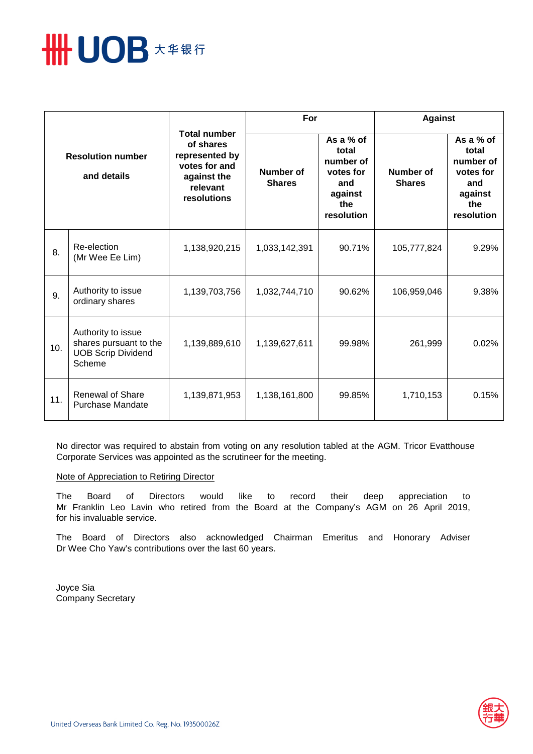| Resolution number and details | | Total number of shares represented by votes for and against the relevant resolutions | For | | Against | |
|---|---|---|---|---|---|---|
| | | | Number of Shares | As a % of total number of votes for and against the resolution | Number of Shares | As a % of total number of votes for and against the resolution |
| 8. | Re-election (Mr Wee Ee Lim) | 1,138,920,215 | 1,033,142,391 | 90.71% | 105,777,824 | 9.29% |
| 9. | Authority to issue ordinary shares | 1,139,703,756 | 1,032,744,710 | 90.62% | 106,959,046 | 9.38% |
| 10. | Authority to issue shares pursuant to the UOB Scrip Dividend Scheme | 1,139,889,610 | 1,139,627,611 | 99.98% | 261,999 | 0.02% |
| 11. | Renewal of Share Purchase Mandate | 1,139,871,953 | 1,138,161,800 | 99.85% | 1,710,153 | 0.15% |

No director was required to abstain from voting on any resolution tabled at the AGM. Tricor Evatthouse Corporate Services was appointed as the scrutineer for the meeting.

Note of Appreciation to Retiring Director

The Board of Directors would like to record their deep appreciation to Mr Franklin Leo Lavin who retired from the Board at the Company's AGM on 26 April 2019, for his invaluable service.

The Board of Directors also acknowledged Chairman Emeritus and Honorary Adviser Dr Wee Cho Yaw's contributions over the last 60 years.

Joyce Sia
Company Secretary